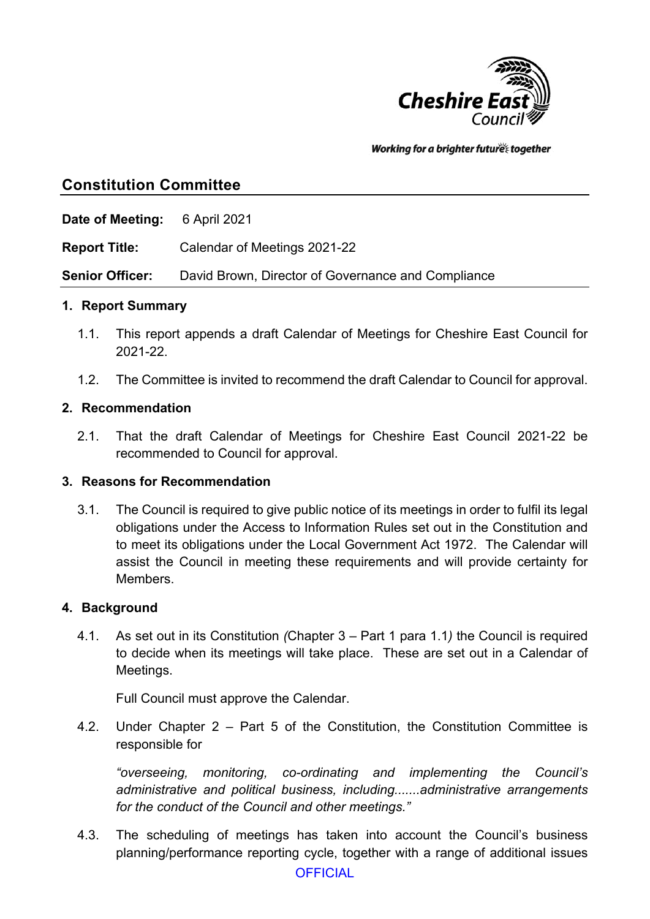## Constitution Committee

**Date of Meeting:** 6 April 2021

**Report Title:** Calendar of Meetings 2021-22

**Senior Officer:** David Brown, Director of Governance and Compliance

### 1. Report Summary

1.1. This report appends a draft Calendar of Meetings for Cheshire East Council for 2021-22.

1.2. The Committee is invited to recommend the draft Calendar to Council for approval.

### 2. Recommendation

2.1. That the draft Calendar of Meetings for Cheshire East Council 2021-22 be recommended to Council for approval.

### 3. Reasons for Recommendation

3.1. The Council is required to give public notice of its meetings in order to fulfil its legal obligations under the Access to Information Rules set out in the Constitution and to meet its obligations under the Local Government Act 1972. The Calendar will assist the Council in meeting these requirements and will provide certainty for Members.

### 4. Background

4.1. As set out in its Constitution *(*Chapter 3 – Part 1 para 1.1*)* the Council is required to decide when its meetings will take place. These are set out in a Calendar of Meetings.

Full Council must approve the Calendar.

4.2. Under Chapter 2 – Part 5 of the Constitution, the Constitution Committee is responsible for

*"overseeing, monitoring, co-ordinating and implementing the Council's administrative and political business, including.......administrative arrangements for the conduct of the Council and other meetings."*

4.3. The scheduling of meetings has taken into account the Council's business planning/performance reporting cycle, together with a range of additional issues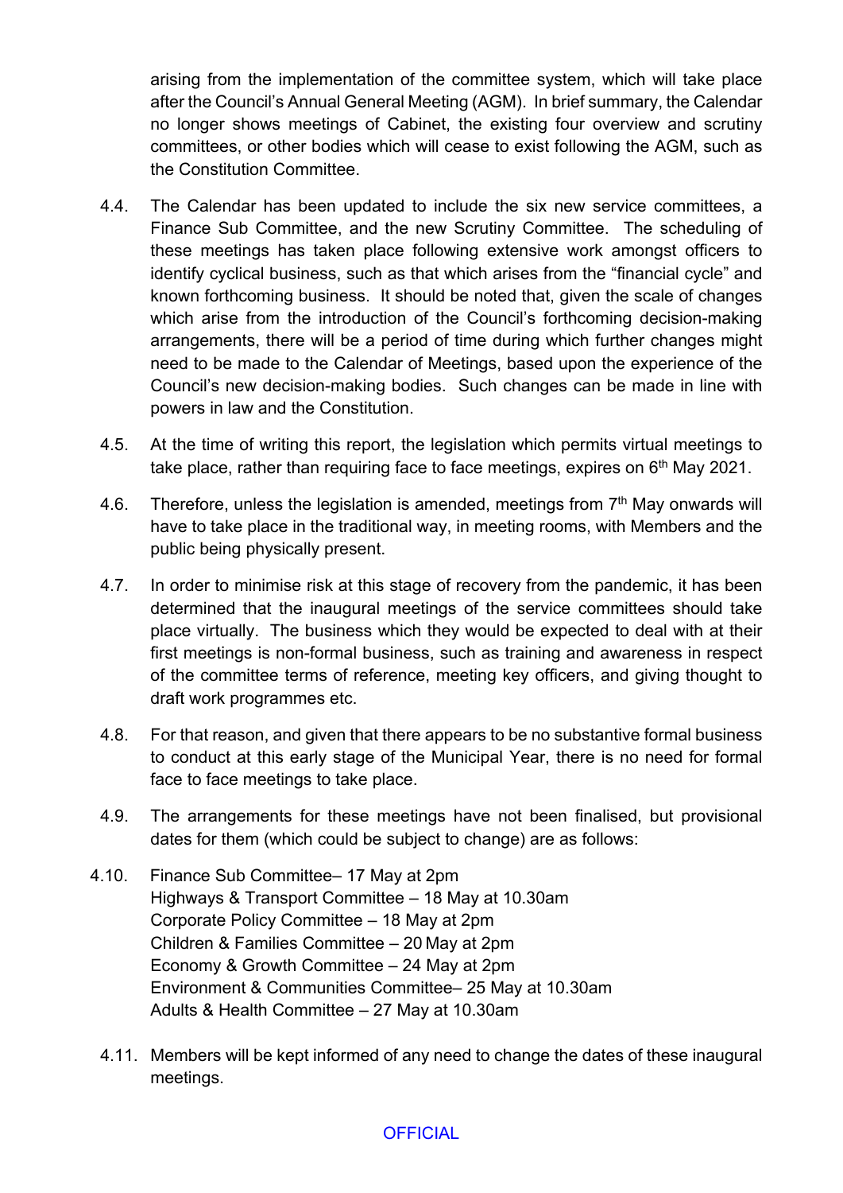arising from the implementation of the committee system, which will take place after the Council's Annual General Meeting (AGM). In brief summary, the Calendar no longer shows meetings of Cabinet, the existing four overview and scrutiny committees, or other bodies which will cease to exist following the AGM, such as the Constitution Committee.

4.4. The Calendar has been updated to include the six new service committees, a Finance Sub Committee, and the new Scrutiny Committee. The scheduling of these meetings has taken place following extensive work amongst officers to identify cyclical business, such as that which arises from the "financial cycle" and known forthcoming business. It should be noted that, given the scale of changes which arise from the introduction of the Council's forthcoming decision-making arrangements, there will be a period of time during which further changes might need to be made to the Calendar of Meetings, based upon the experience of the Council's new decision-making bodies. Such changes can be made in line with powers in law and the Constitution.

4.5. At the time of writing this report, the legislation which permits virtual meetings to take place, rather than requiring face to face meetings, expires on 6th May 2021.

4.6. Therefore, unless the legislation is amended, meetings from 7th May onwards will have to take place in the traditional way, in meeting rooms, with Members and the public being physically present.

4.7. In order to minimise risk at this stage of recovery from the pandemic, it has been determined that the inaugural meetings of the service committees should take place virtually. The business which they would be expected to deal with at their first meetings is non-formal business, such as training and awareness in respect of the committee terms of reference, meeting key officers, and giving thought to draft work programmes etc.

4.8. For that reason, and given that there appears to be no substantive formal business to conduct at this early stage of the Municipal Year, there is no need for formal face to face meetings to take place.

4.9. The arrangements for these meetings have not been finalised, but provisional dates for them (which could be subject to change) are as follows:

4.10. Finance Sub Committee– 17 May at 2pm
Highways & Transport Committee – 18 May at 10.30am
Corporate Policy Committee – 18 May at 2pm
Children & Families Committee – 20 May at 2pm
Economy & Growth Committee – 24 May at 2pm
Environment & Communities Committee– 25 May at 10.30am
Adults & Health Committee – 27 May at 10.30am

4.11. Members will be kept informed of any need to change the dates of these inaugural meetings.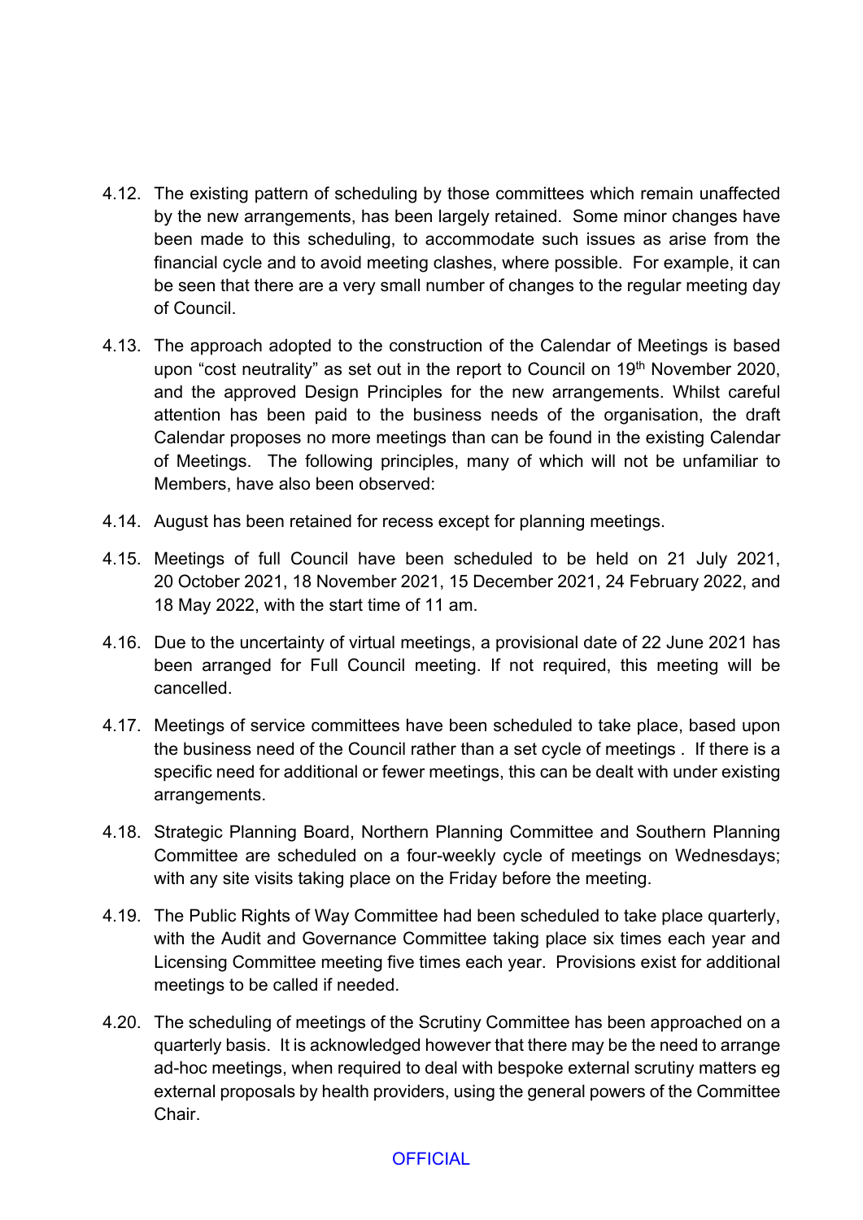4.12. The existing pattern of scheduling by those committees which remain unaffected by the new arrangements, has been largely retained. Some minor changes have been made to this scheduling, to accommodate such issues as arise from the financial cycle and to avoid meeting clashes, where possible. For example, it can be seen that there are a very small number of changes to the regular meeting day of Council.

4.13. The approach adopted to the construction of the Calendar of Meetings is based upon "cost neutrality" as set out in the report to Council on 19th November 2020, and the approved Design Principles for the new arrangements. Whilst careful attention has been paid to the business needs of the organisation, the draft Calendar proposes no more meetings than can be found in the existing Calendar of Meetings. The following principles, many of which will not be unfamiliar to Members, have also been observed:

4.14. August has been retained for recess except for planning meetings.

4.15. Meetings of full Council have been scheduled to be held on 21 July 2021, 20 October 2021, 18 November 2021, 15 December 2021, 24 February 2022, and 18 May 2022, with the start time of 11 am.

4.16. Due to the uncertainty of virtual meetings, a provisional date of 22 June 2021 has been arranged for Full Council meeting. If not required, this meeting will be cancelled.

4.17. Meetings of service committees have been scheduled to take place, based upon the business need of the Council rather than a set cycle of meetings . If there is a specific need for additional or fewer meetings, this can be dealt with under existing arrangements.

4.18. Strategic Planning Board, Northern Planning Committee and Southern Planning Committee are scheduled on a four-weekly cycle of meetings on Wednesdays; with any site visits taking place on the Friday before the meeting.

4.19. The Public Rights of Way Committee had been scheduled to take place quarterly, with the Audit and Governance Committee taking place six times each year and Licensing Committee meeting five times each year. Provisions exist for additional meetings to be called if needed.

4.20. The scheduling of meetings of the Scrutiny Committee has been approached on a quarterly basis. It is acknowledged however that there may be the need to arrange ad-hoc meetings, when required to deal with bespoke external scrutiny matters eg external proposals by health providers, using the general powers of the Committee Chair.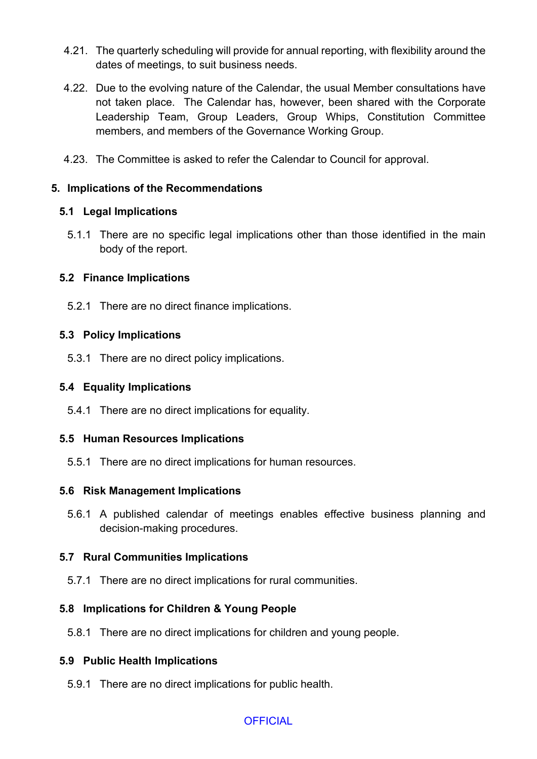4.21. The quarterly scheduling will provide for annual reporting, with flexibility around the dates of meetings, to suit business needs.

4.22. Due to the evolving nature of the Calendar, the usual Member consultations have not taken place. The Calendar has, however, been shared with the Corporate Leadership Team, Group Leaders, Group Whips, Constitution Committee members, and members of the Governance Working Group.

4.23. The Committee is asked to refer the Calendar to Council for approval.

## 5. Implications of the Recommendations

### 5.1 Legal Implications

5.1.1 There are no specific legal implications other than those identified in the main body of the report.

### 5.2 Finance Implications

5.2.1 There are no direct finance implications.

### 5.3 Policy Implications

5.3.1 There are no direct policy implications.

### 5.4 Equality Implications

5.4.1 There are no direct implications for equality.

### 5.5 Human Resources Implications

5.5.1 There are no direct implications for human resources.

### 5.6 Risk Management Implications

5.6.1 A published calendar of meetings enables effective business planning and decision-making procedures.

### 5.7 Rural Communities Implications

5.7.1 There are no direct implications for rural communities.

### 5.8 Implications for Children & Young People

5.8.1 There are no direct implications for children and young people.

### 5.9 Public Health Implications

5.9.1 There are no direct implications for public health.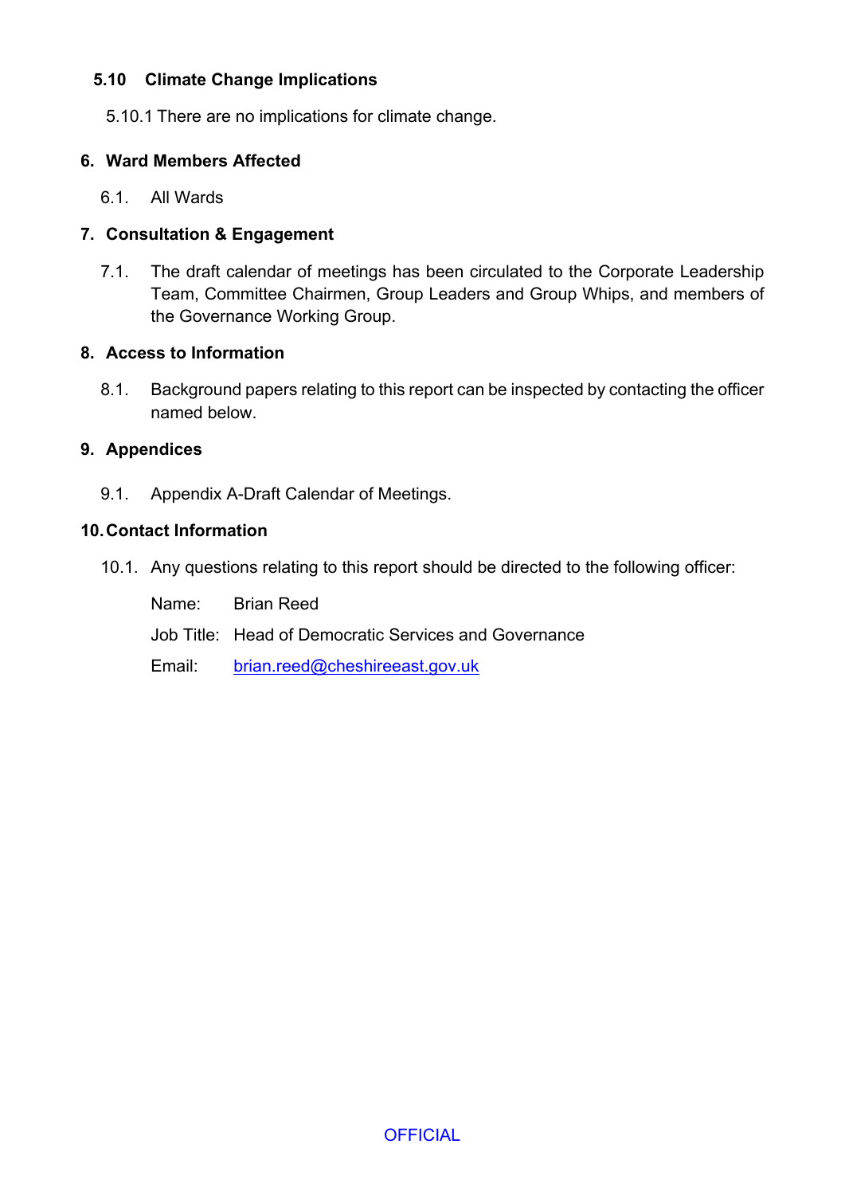### 5.10 Climate Change Implications

5.10.1 There are no implications for climate change.

## 6. Ward Members Affected

6.1. All Wards

## 7. Consultation & Engagement

7.1. The draft calendar of meetings has been circulated to the Corporate Leadership Team, Committee Chairmen, Group Leaders and Group Whips, and members of the Governance Working Group.

## 8. Access to Information

8.1. Background papers relating to this report can be inspected by contacting the officer named below.

## 9. Appendices

9.1. Appendix A-Draft Calendar of Meetings.

## 10. Contact Information

10.1. Any questions relating to this report should be directed to the following officer:

Name: Brian Reed

Job Title: Head of Democratic Services and Governance

Email: brian.reed@cheshireeast.gov.uk

OFFICIAL